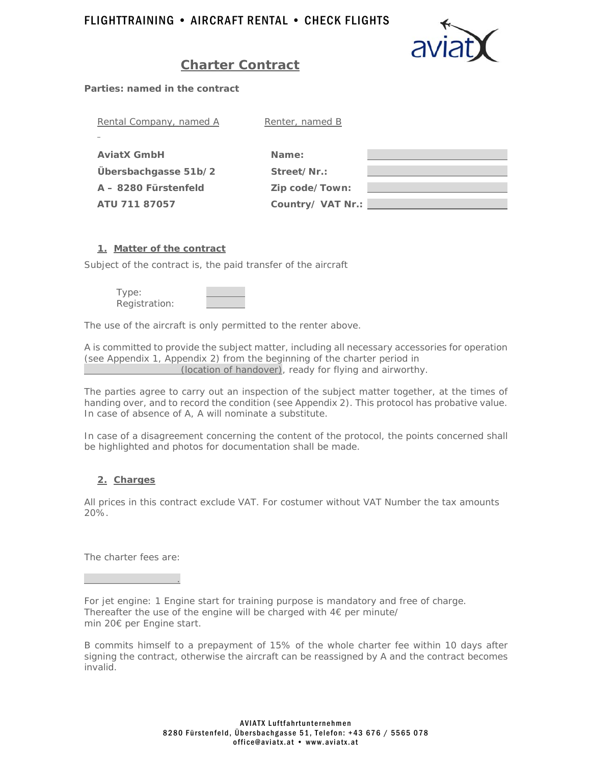FLIGHTTRAINING • AIRCRAFT RENTAL • CHECK FLIGHTS

# Charter Contract

**Parties: named in the contract**

| Rental Company, named A | Renter, named B | |
|---|---|---|
| **AviatX GmbH** | **Name:** | |
| **Übersbachgasse 51b/2** | **Street/Nr.:** | |
| **A – 8280 Fürstenfeld** | **Zip code/Town:** | |
| **ATU 711 87057** | **Country/ VAT Nr.:** | |

## 1. Matter of the contract

Subject of the contract is, the paid transfer of the aircraft

Type: \_\_\_\_\_\_\_\_
Registration: \_\_\_\_\_\_\_\_

The use of the aircraft is only permitted to the renter above.

A is committed to provide the subject matter, including all necessary accessories for operation (see Appendix 1, Appendix 2) from the beginning of the charter period in \_\_\_\_\_\_\_\_\_\_\_\_\_\_\_\_\_\_\_\_ (location of handover), ready for flying and airworthy.

The parties agree to carry out an inspection of the subject matter together, at the times of handing over, and to record the condition (see Appendix 2). This protocol has probative value. In case of absence of A, A will nominate a substitute.

In case of a disagreement concerning the content of the protocol, the points concerned shall be highlighted and photos for documentation shall be made.

## 2. Charges

All prices in this contract exclude VAT. For costumer without VAT Number the tax amounts 20%.

The charter fees are:

\_\_\_\_\_\_\_\_\_\_\_\_\_\_\_\_\_\_\_\_.

For jet engine: 1 Engine start for training purpose is mandatory and free of charge. Thereafter the use of the engine will be charged with 4€ per minute/ min 20€ per Engine start.

B commits himself to a prepayment of 15% of the whole charter fee within 10 days after signing the contract, otherwise the aircraft can be reassigned by A and the contract becomes invalid.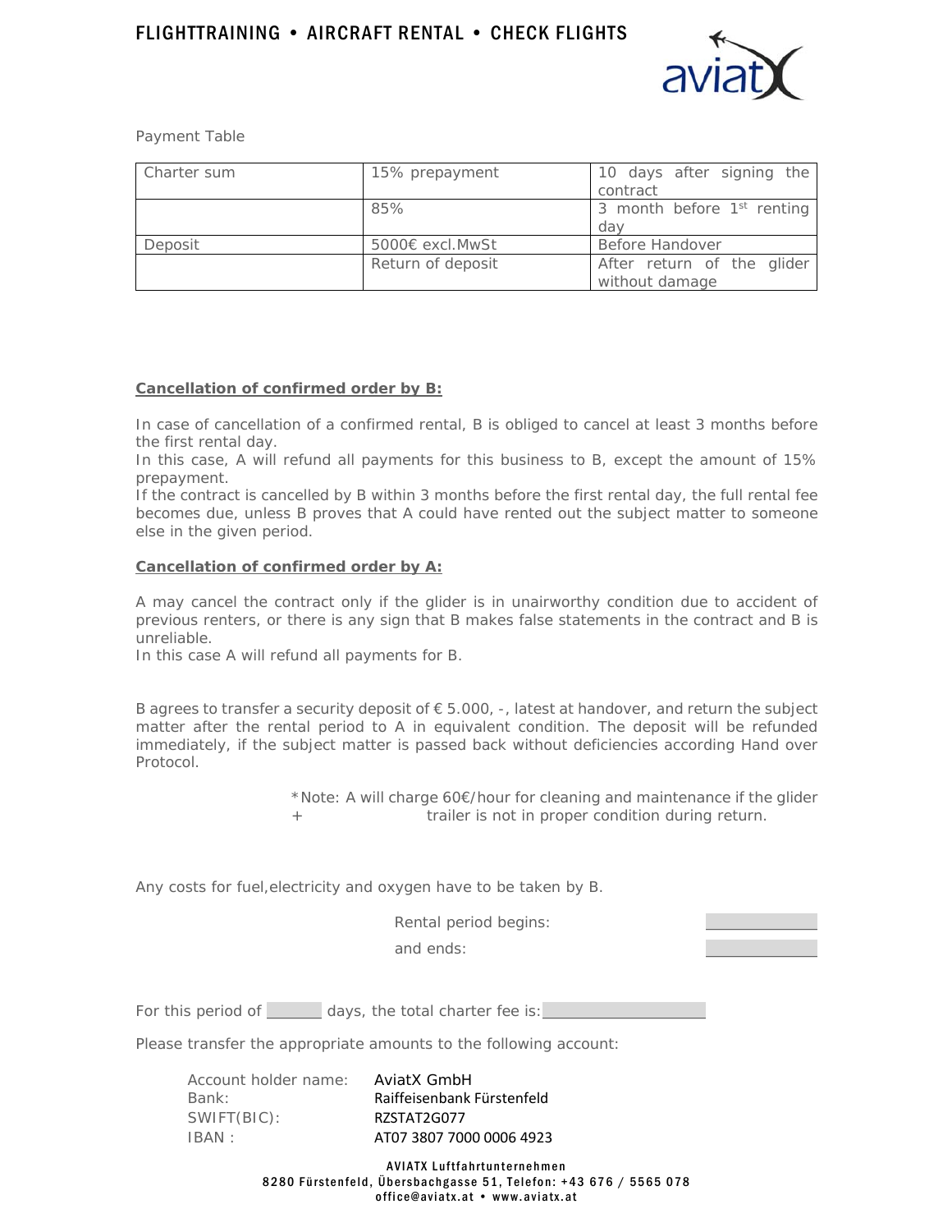Payment Table

| Charter sum | 15% prepayment | 10 days after signing the contract |
|---|---|---|
| | 85% | 3 month before 1st renting day |
| Deposit | 5000€ excl.MwSt | Before Handover |
| | Return of deposit | After return of the glider without damage |

**Cancellation of confirmed order by B:**

In case of cancellation of a confirmed rental, B is obliged to cancel at least 3 months before the first rental day.
In this case, A will refund all payments for this business to B, except the amount of 15% prepayment.
If the contract is cancelled by B within 3 months before the first rental day, the full rental fee becomes due, unless B proves that A could have rented out the subject matter to someone else in the given period.

**Cancellation of confirmed order by A:**

A may cancel the contract only if the glider is in unairworthy condition due to accident of previous renters, or there is any sign that B makes false statements in the contract and B is unreliable.
In this case A will refund all payments for B.

B agrees to transfer a security deposit of € 5.000, -, latest at handover, and return the subject matter after the rental period to A in equivalent condition. The deposit will be refunded immediately, if the subject matter is passed back without deficiencies according Hand over Protocol.

*Note: A will charge 60€/hour for cleaning and maintenance if the glider + trailer is not in proper condition during return.

Any costs for fuel,electricity and oxygen have to be taken by B.

Rental period begins: ____________

and ends: ____________

For this period of ______ days, the total charter fee is: __________________

Please transfer the appropriate amounts to the following account:

Account holder name: AviatX GmbH
Bank: Raiffeisenbank Fürstenfeld
SWIFT(BIC): RZSTAT2G077
IBAN : AT07 3807 7000 0006 4923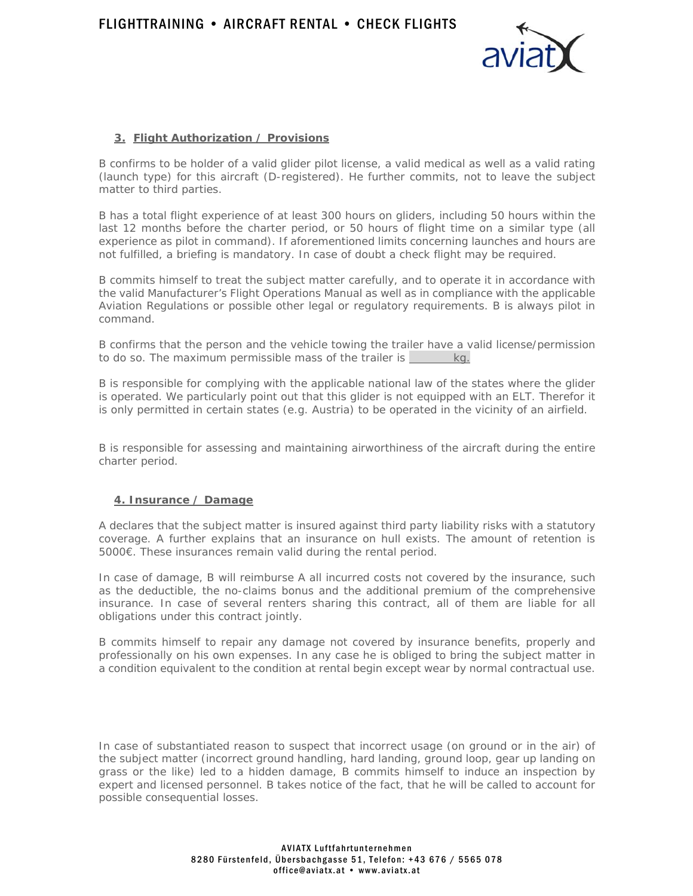## 3. Flight Authorization / Provisions

B confirms to be holder of a valid glider pilot license, a valid medical as well as a valid rating (launch type) for this aircraft (D-registered). He further commits, not to leave the subject matter to third parties.

B has a total flight experience of at least 300 hours on gliders, including 50 hours within the last 12 months before the charter period, or 50 hours of flight time on a similar type (all experience as pilot in command). If aforementioned limits concerning launches and hours are not fulfilled, a briefing is mandatory. In case of doubt a check flight may be required.

B commits himself to treat the subject matter carefully, and to operate it in accordance with the valid Manufacturer's Flight Operations Manual as well as in compliance with the applicable Aviation Regulations or possible other legal or regulatory requirements. B is always pilot in command.

B confirms that the person and the vehicle towing the trailer have a valid license/permission to do so. The maximum permissible mass of the trailer is ________ kg.

B is responsible for complying with the applicable national law of the states where the glider is operated. We particularly point out that this glider is not equipped with an ELT. Therefor it is only permitted in certain states (e.g. Austria) to be operated in the vicinity of an airfield.

B is responsible for assessing and maintaining airworthiness of the aircraft during the entire charter period.

## 4. Insurance / Damage

A declares that the subject matter is insured against third party liability risks with a statutory coverage. A further explains that an insurance on hull exists. The amount of retention is 5000€. These insurances remain valid during the rental period.

In case of damage, B will reimburse A all incurred costs not covered by the insurance, such as the deductible, the no-claims bonus and the additional premium of the comprehensive insurance. In case of several renters sharing this contract, all of them are liable for all obligations under this contract jointly.

B commits himself to repair any damage not covered by insurance benefits, properly and professionally on his own expenses. In any case he is obliged to bring the subject matter in a condition equivalent to the condition at rental begin except wear by normal contractual use.

In case of substantiated reason to suspect that incorrect usage (on ground or in the air) of the subject matter (incorrect ground handling, hard landing, ground loop, gear up landing on grass or the like) led to a hidden damage, B commits himself to induce an inspection by expert and licensed personnel. B takes notice of the fact, that he will be called to account for possible consequential losses.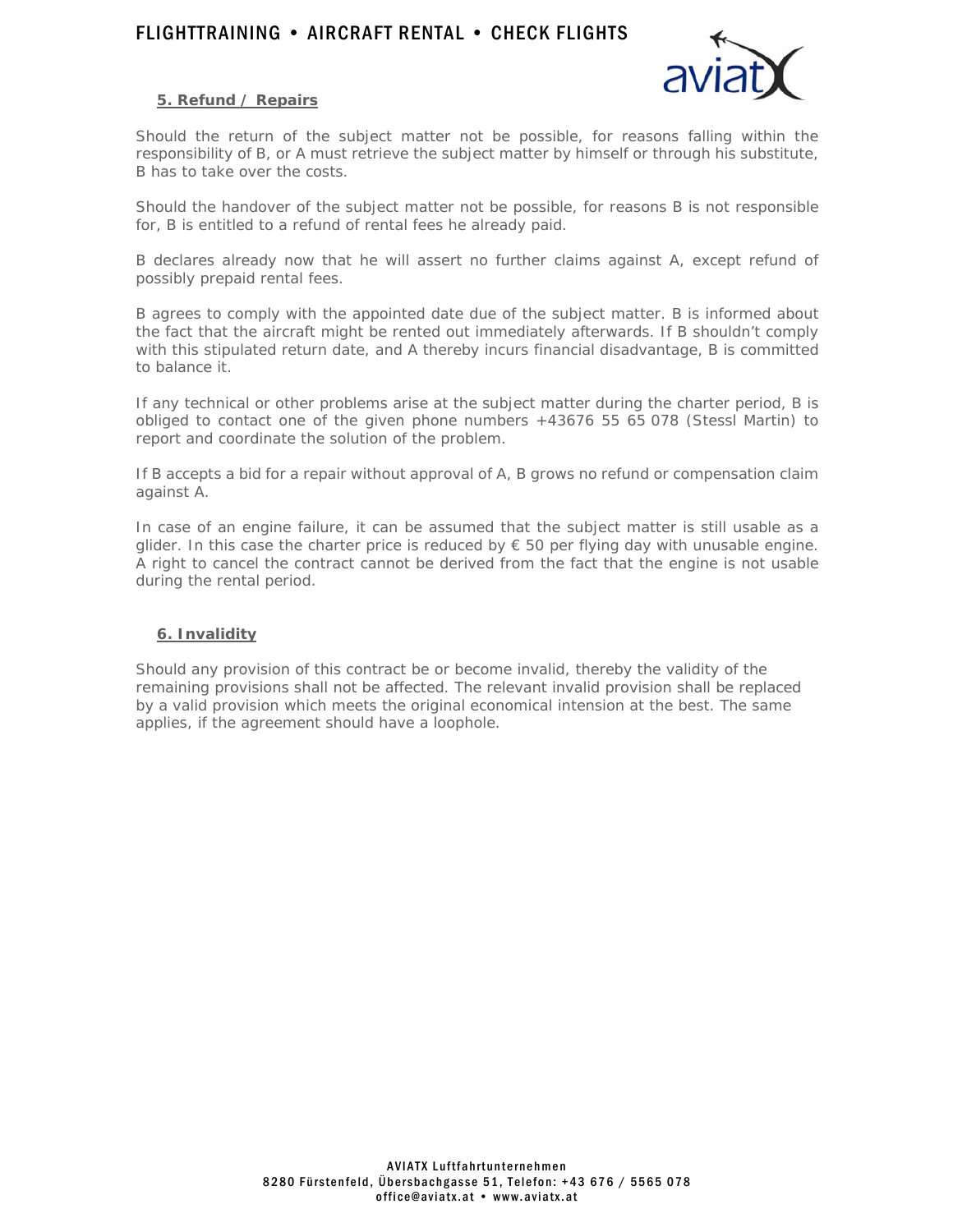## 5. Refund / Repairs

Should the return of the subject matter not be possible, for reasons falling within the responsibility of B, or A must retrieve the subject matter by himself or through his substitute, B has to take over the costs.

Should the handover of the subject matter not be possible, for reasons B is not responsible for, B is entitled to a refund of rental fees he already paid.

B declares already now that he will assert no further claims against A, except refund of possibly prepaid rental fees.

B agrees to comply with the appointed date due of the subject matter. B is informed about the fact that the aircraft might be rented out immediately afterwards. If B shouldn't comply with this stipulated return date, and A thereby incurs financial disadvantage, B is committed to balance it.

If any technical or other problems arise at the subject matter during the charter period, B is obliged to contact one of the given phone numbers +43676 55 65 078 (Stessl Martin) to report and coordinate the solution of the problem.

If B accepts a bid for a repair without approval of A, B grows no refund or compensation claim against A.

In case of an engine failure, it can be assumed that the subject matter is still usable as a glider. In this case the charter price is reduced by € 50 per flying day with unusable engine. A right to cancel the contract cannot be derived from the fact that the engine is not usable during the rental period.

## 6. Invalidity

Should any provision of this contract be or become invalid, thereby the validity of the remaining provisions shall not be affected. The relevant invalid provision shall be replaced by a valid provision which meets the original economical intension at the best. The same applies, if the agreement should have a loophole.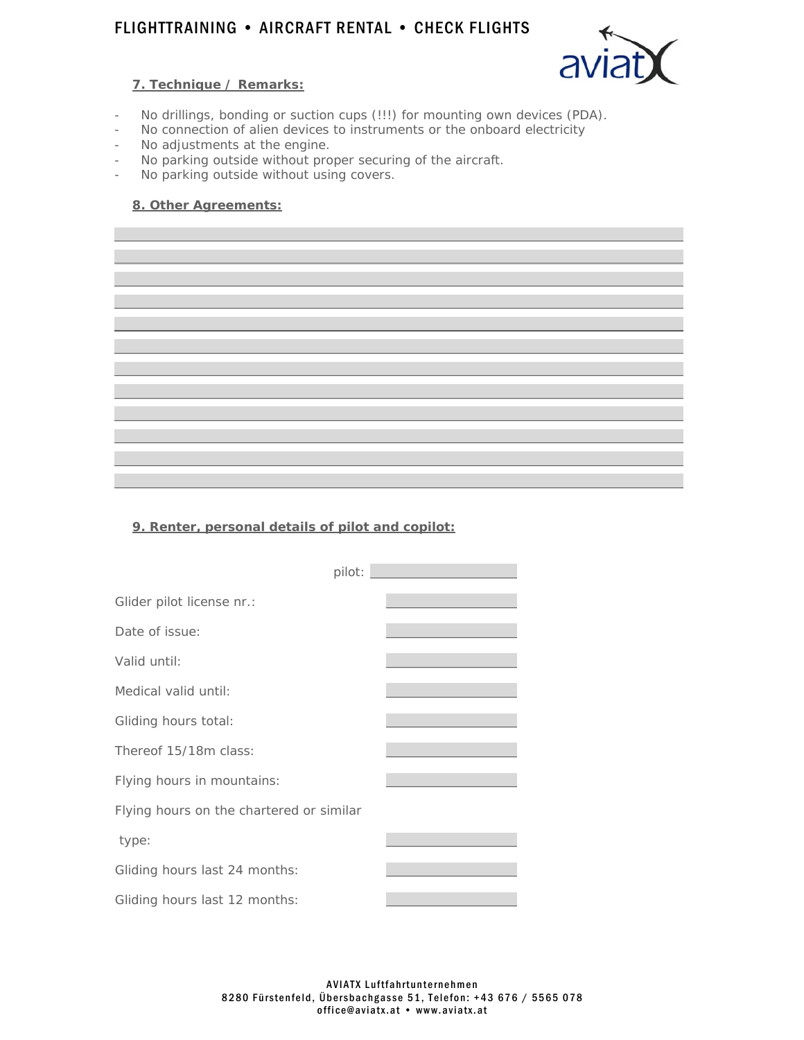**7. Technique / Remarks:**

- No drillings, bonding or suction cups (!!!) for mounting own devices (PDA).
- No connection of alien devices to instruments or the onboard electricity
- No adjustments at the engine.
- No parking outside without proper securing of the aircraft.
- No parking outside without using covers.

**8. Other Agreements:**

\_\_\_\_\_\_\_\_\_\_\_\_\_\_\_\_\_\_\_\_\_\_\_\_\_\_\_\_\_\_\_\_\_\_\_\_\_\_\_\_

\_\_\_\_\_\_\_\_\_\_\_\_\_\_\_\_\_\_\_\_\_\_\_\_\_\_\_\_\_\_\_\_\_\_\_\_\_\_\_\_

\_\_\_\_\_\_\_\_\_\_\_\_\_\_\_\_\_\_\_\_\_\_\_\_\_\_\_\_\_\_\_\_\_\_\_\_\_\_\_\_

\_\_\_\_\_\_\_\_\_\_\_\_\_\_\_\_\_\_\_\_\_\_\_\_\_\_\_\_\_\_\_\_\_\_\_\_\_\_\_\_

\_\_\_\_\_\_\_\_\_\_\_\_\_\_\_\_\_\_\_\_\_\_\_\_\_\_\_\_\_\_\_\_\_\_\_\_\_\_\_\_

\_\_\_\_\_\_\_\_\_\_\_\_\_\_\_\_\_\_\_\_\_\_\_\_\_\_\_\_\_\_\_\_\_\_\_\_\_\_\_\_

\_\_\_\_\_\_\_\_\_\_\_\_\_\_\_\_\_\_\_\_\_\_\_\_\_\_\_\_\_\_\_\_\_\_\_\_\_\_\_\_

\_\_\_\_\_\_\_\_\_\_\_\_\_\_\_\_\_\_\_\_\_\_\_\_\_\_\_\_\_\_\_\_\_\_\_\_\_\_\_\_

\_\_\_\_\_\_\_\_\_\_\_\_\_\_\_\_\_\_\_\_\_\_\_\_\_\_\_\_\_\_\_\_\_\_\_\_\_\_\_\_

\_\_\_\_\_\_\_\_\_\_\_\_\_\_\_\_\_\_\_\_\_\_\_\_\_\_\_\_\_\_\_\_\_\_\_\_\_\_\_\_

\_\_\_\_\_\_\_\_\_\_\_\_\_\_\_\_\_\_\_\_\_\_\_\_\_\_\_\_\_\_\_\_\_\_\_\_\_\_\_\_

\_\_\_\_\_\_\_\_\_\_\_\_\_\_\_\_\_\_\_\_\_\_\_\_\_\_\_\_\_\_\_\_\_\_\_\_\_\_\_\_

**9. Renter, personal details of pilot and copilot:**

| | pilot: \_\_\_\_\_\_\_\_\_\_ |
|---|---|
| Glider pilot license nr.: | \_\_\_\_\_\_\_\_\_\_ |
| Date of issue: | \_\_\_\_\_\_\_\_\_\_ |
| Valid until: | \_\_\_\_\_\_\_\_\_\_ |
| Medical valid until: | \_\_\_\_\_\_\_\_\_\_ |
| Gliding hours total: | \_\_\_\_\_\_\_\_\_\_ |
| Thereof 15/18m class: | \_\_\_\_\_\_\_\_\_\_ |
| Flying hours in mountains: | \_\_\_\_\_\_\_\_\_\_ |
| Flying hours on the chartered or similar type: | \_\_\_\_\_\_\_\_\_\_ |
| Gliding hours last 24 months: | \_\_\_\_\_\_\_\_\_\_ |
| Gliding hours last 12 months: | \_\_\_\_\_\_\_\_\_\_ |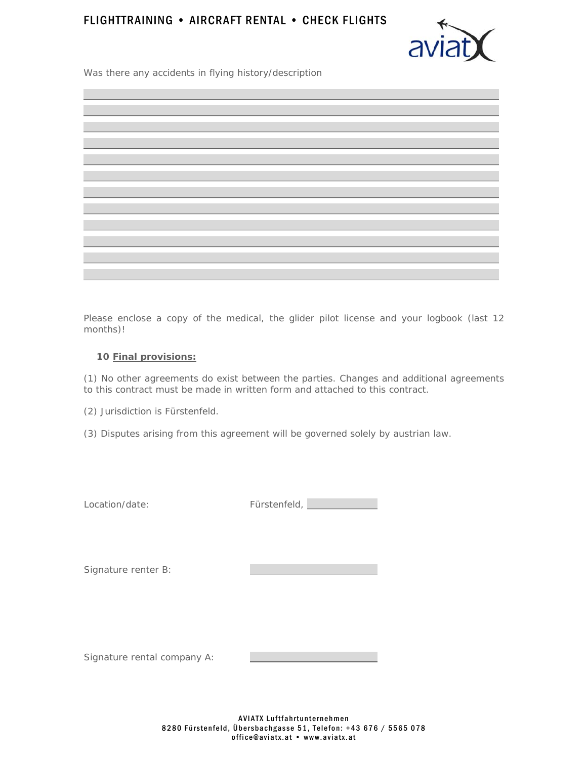Was there any accidents in flying history/description

Please enclose a copy of the medical, the glider pilot license and your logbook (last 12 months)!

**10 Final provisions:**

(1) No other agreements do exist between the parties. Changes and additional agreements to this contract must be made in written form and attached to this contract.

(2) Jurisdiction is Fürstenfeld.

(3) Disputes arising from this agreement will be governed solely by austrian law.

Location/date: Fürstenfeld, ______________

Signature renter B: ______________

Signature rental company A: ______________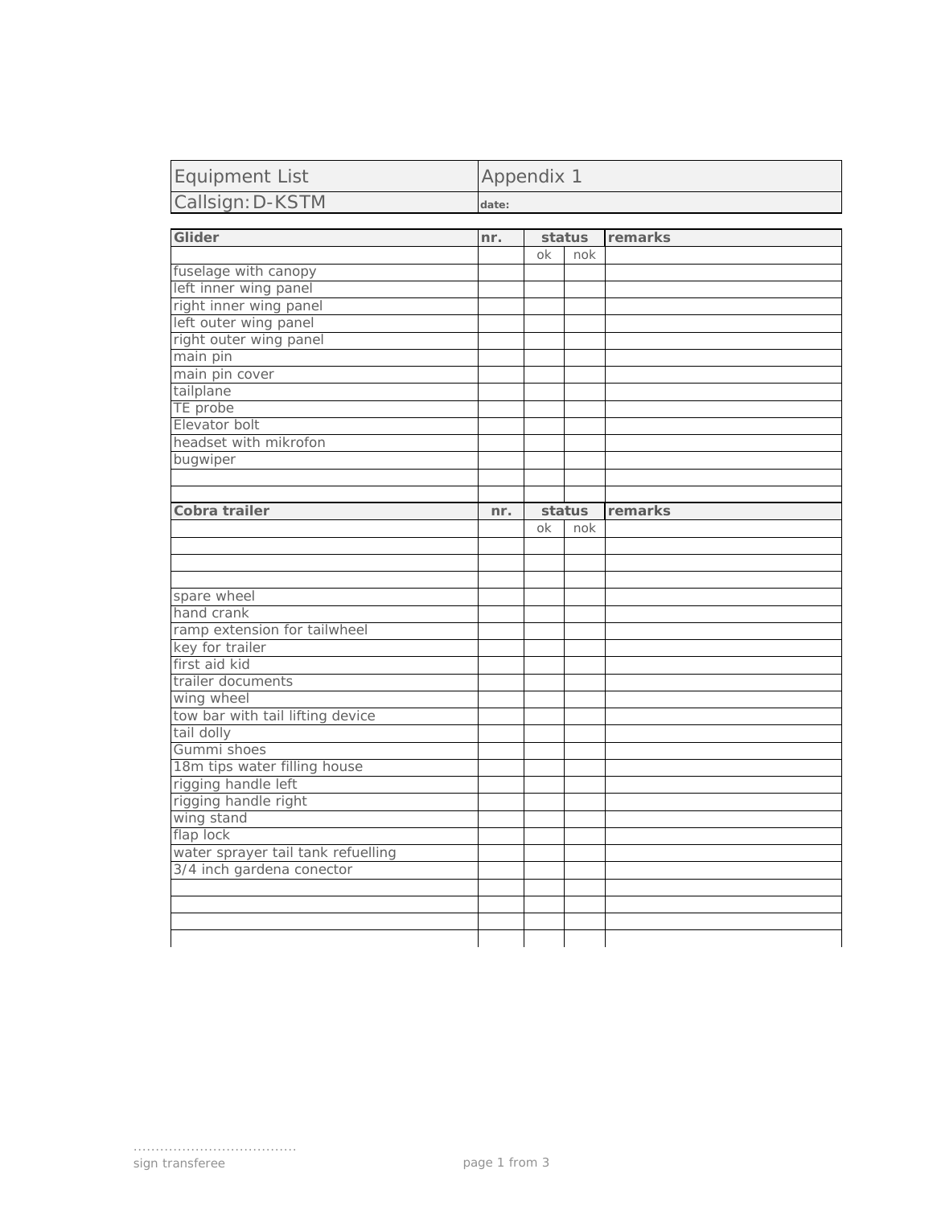| Equipment List | Appendix 1 |
|---|---|
| Callsign: D-KSTM | date: |

| Glider | nr. | status | | remarks |
|---|---|---|---|---|
| | | ok | nok | |
| fuselage with canopy | | | | |
| left inner wing panel | | | | |
| right inner wing panel | | | | |
| left outer wing panel | | | | |
| right outer wing panel | | | | |
| main pin | | | | |
| main pin cover | | | | |
| tailplane | | | | |
| TE probe | | | | |
| Elevator bolt | | | | |
| headset with mikrofon | | | | |
| bugwiper | | | | |
| | | | | |
| | | | | |

| Cobra trailer | nr. | status | | remarks |
|---|---|---|---|---|
| | | ok | nok | |
| | | | | |
| | | | | |
| | | | | |
| spare wheel | | | | |
| hand crank | | | | |
| ramp extension for tailwheel | | | | |
| key for trailer | | | | |
| first aid kid | | | | |
| trailer documents | | | | |
| wing wheel | | | | |
| tow bar with tail lifting device | | | | |
| tail dolly | | | | |
| Gummi shoes | | | | |
| 18m tips water filling house | | | | |
| rigging handle left | | | | |
| rigging handle right | | | | |
| wing stand | | | | |
| flap lock | | | | |
| water sprayer tail tank refuelling | | | | |
| 3/4 inch gardena conector | | | | |
| | | | | |
| | | | | |
| | | | | |
| | | | | |

.....................................

sign transferee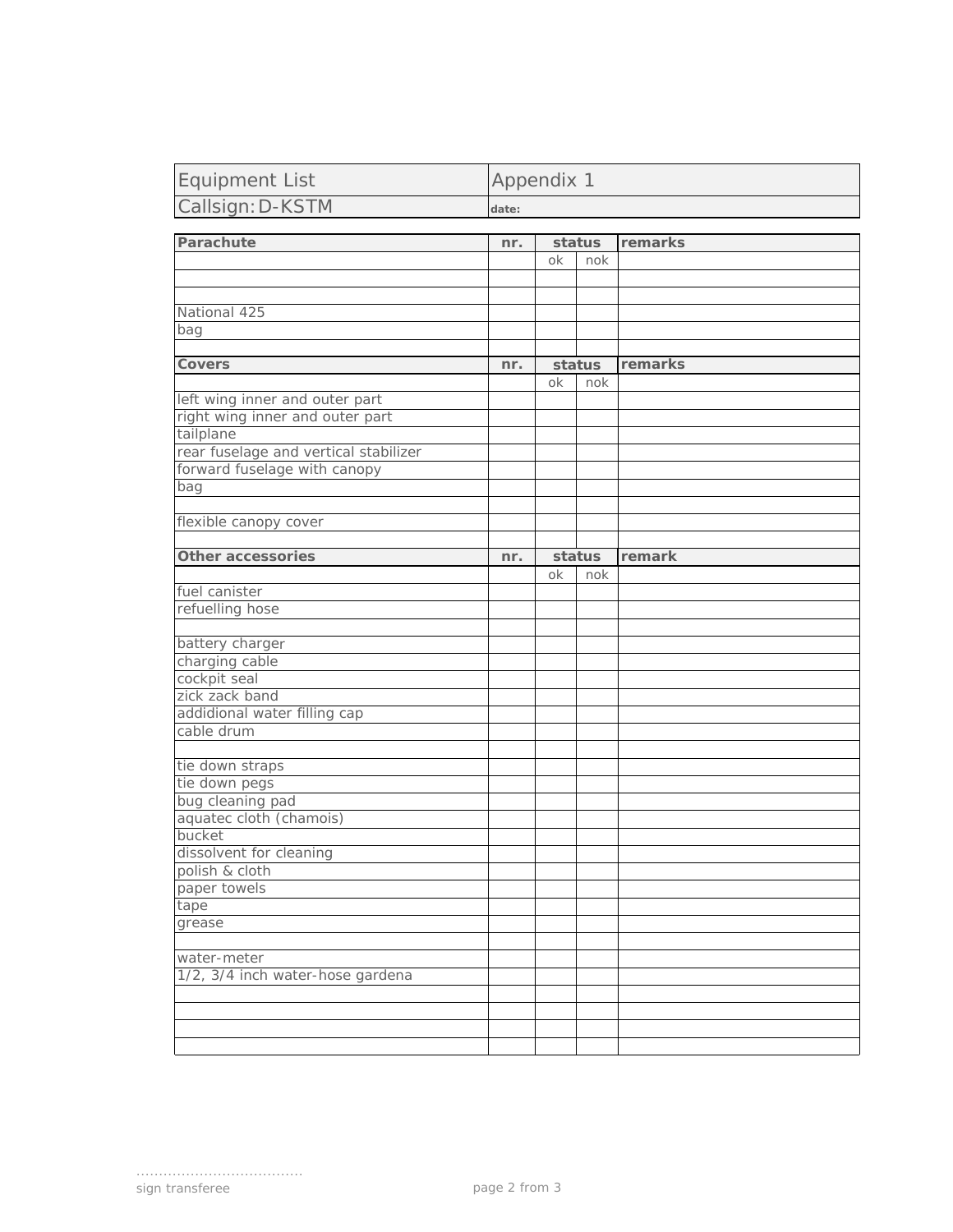| Equipment List | Appendix 1 |
| --- | --- |
| Callsign: D-KSTM | date: |

| Parachute | nr. | status | | remarks |
| --- | --- | --- | --- | --- |
| | | ok | nok | |
| | | | | |
| | | | | |
| National 425 | | | | |
| bag | | | | |
| | | | | |
| **Covers** | **nr.** | **status** | | **remarks** |
| | | ok | nok | |
| left wing inner and outer part | | | | |
| right wing inner and outer part | | | | |
| tailplane | | | | |
| rear fuselage and vertical stabilizer | | | | |
| forward fuselage with canopy | | | | |
| bag | | | | |
| | | | | |
| flexible canopy cover | | | | |
| | | | | |
| **Other accessories** | **nr.** | **status** | | **remark** |
| | | ok | nok | |
| fuel canister | | | | |
| refuelling hose | | | | |
| | | | | |
| battery charger | | | | |
| charging cable | | | | |
| cockpit seal | | | | |
| zick zack band | | | | |
| addidional water filling cap | | | | |
| cable drum | | | | |
| | | | | |
| tie down straps | | | | |
| tie down pegs | | | | |
| bug cleaning pad | | | | |
| aquatec cloth (chamois) | | | | |
| bucket | | | | |
| dissolvent for cleaning | | | | |
| polish & cloth | | | | |
| paper towels | | | | |
| tape | | | | |
| grease | | | | |
| | | | | |
| water-meter | | | | |
| 1/2, 3/4 inch water-hose gardena | | | | |
| | | | | |
| | | | | |
| | | | | |
| | | | | |

....................................

sign transferee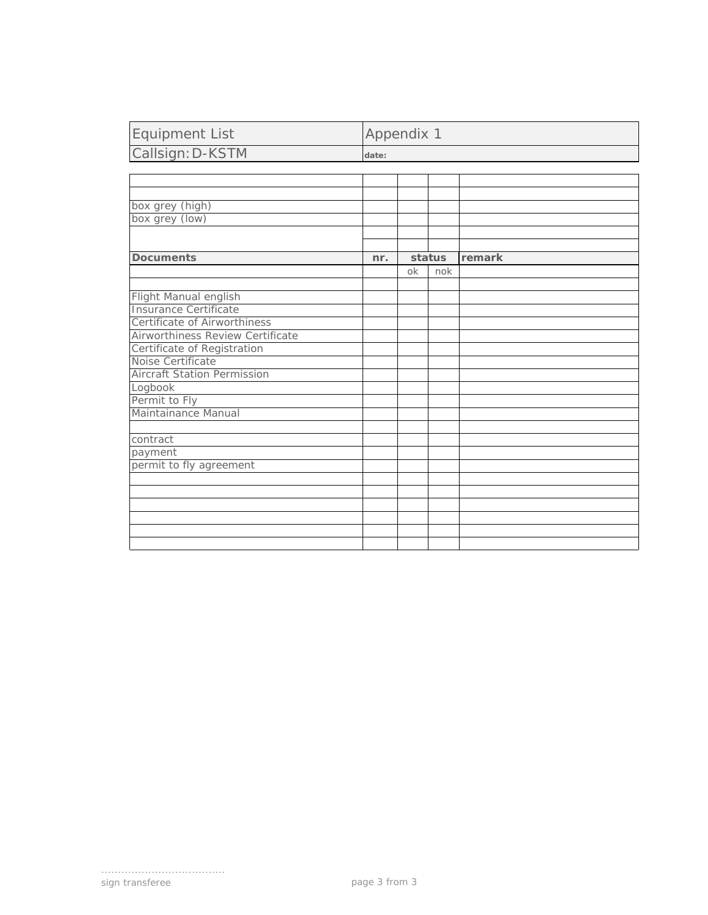| Equipment List | Appendix 1 |
|---|---|
| Callsign: D-KSTM | **date:** |

| | | | | |
|---|---|---|---|---|
| | | | | |
| | | | | |
| box grey (high) | | | | |
| box grey (low) | | | | |
| | | | | |
| | | | | |
| **Documents** | **nr.** | **status** | | **remark** |
| | | ok | nok | |
| | | | | |
| Flight Manual english | | | | |
| Insurance Certificate | | | | |
| Certificate of Airworthiness | | | | |
| Airworthiness Review Certificate | | | | |
| Certificate of Registration | | | | |
| Noise Certificate | | | | |
| Aircraft Station Permission | | | | |
| Logbook | | | | |
| Permit to Fly | | | | |
| Maintainance Manual | | | | |
| | | | | |
| contract | | | | |
| payment | | | | |
| permit to fly agreement | | | | |
| | | | | |
| | | | | |
| | | | | |
| | | | | |
| | | | | |
| | | | | |

....................................

sign transferee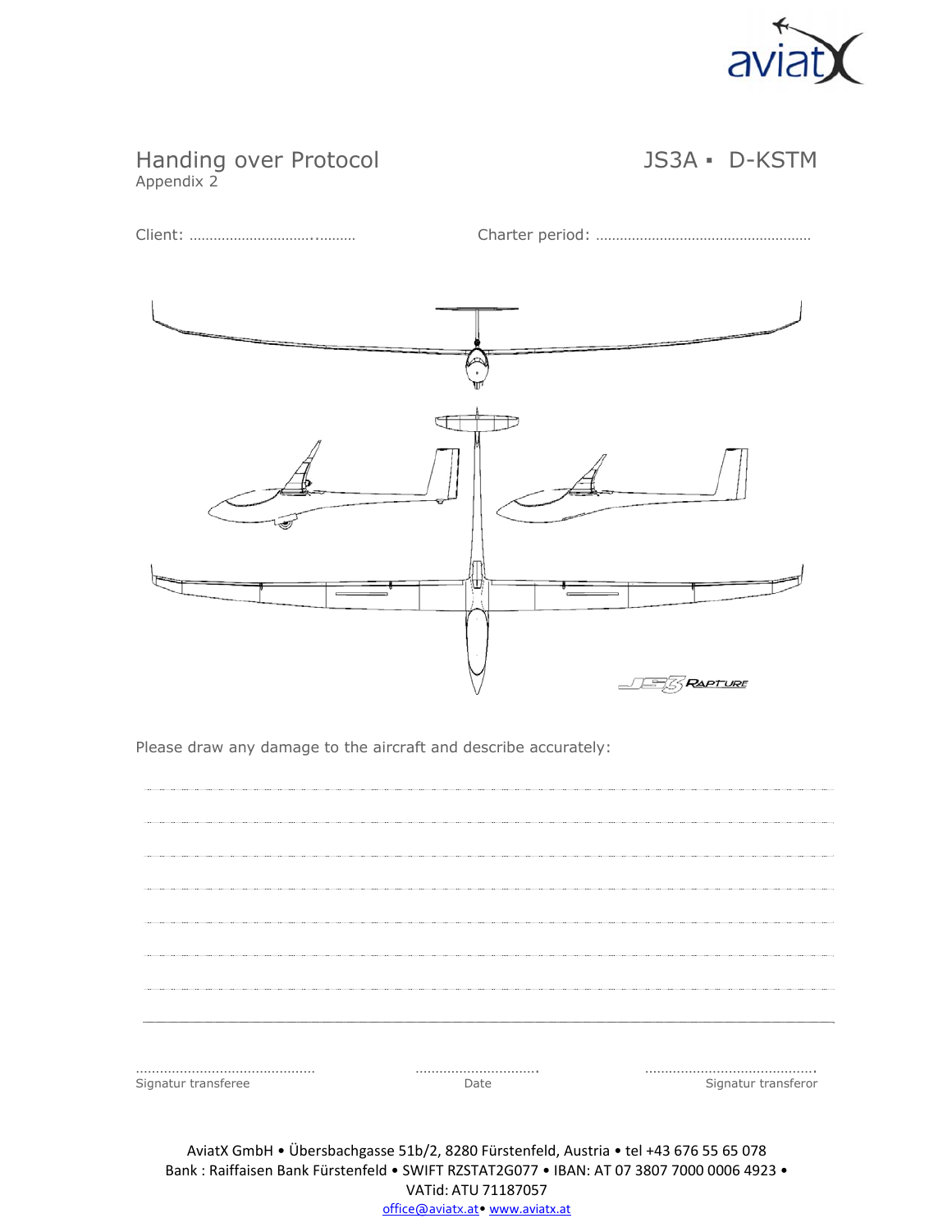# Handing over Protocol

Appendix 2

JS3A ▪ D-KSTM

Client: ……………………….……….

Charter period: ………………………………………………

Please draw any damage to the aircraft and describe accurately:

………………………………………………………………………………………………………………………

………………………………………………………………………………………………………………………

………………………………………………………………………………………………………………………

………………………………………………………………………………………………………………………

………………………………………………………………………………………………………………………

………………………………………………………………………………………………………………………

………………………………………………………………………………………………………………………

……………………………………… Signatur transferee

………………………….. Date

……………………………………. Signatur transferor

AviatX GmbH • Übersbachgasse 51b/2, 8280 Fürstenfeld, Austria • tel +43 676 55 65 078
Bank : Raiffaisen Bank Fürstenfeld • SWIFT RZSTAT2G077 • IBAN: AT 07 3807 7000 0006 4923 •
VATid: ATU 71187057
office@aviatx.at• www.aviatx.at